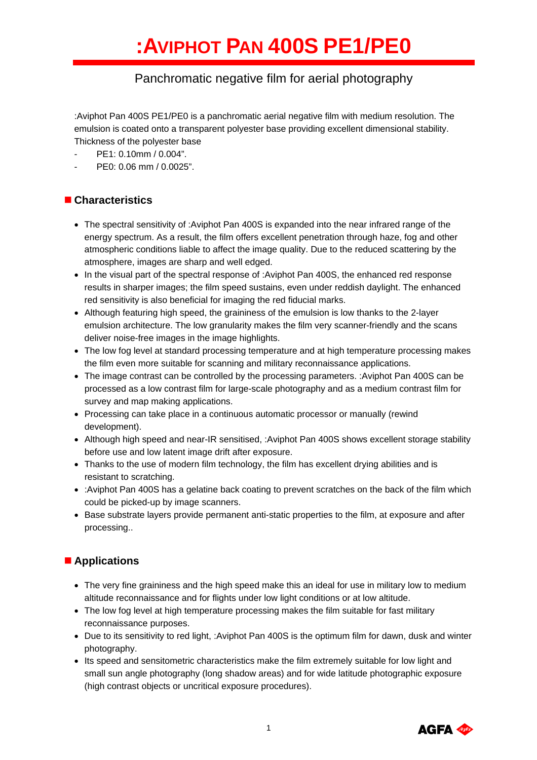# :AVIPHOT PAN 400S PE1/PE0

## Panchromatic negative film for aerial photography

:Aviphot Pan 400S PE1/PE0 is a panchromatic aerial negative film with medium resolution. The emulsion is coated onto a transparent polyester base providing excellent dimensional stability. Thickness of the polyester base

- PE1: 0.10mm / 0.004".
- PE0: 0.06 mm / 0.0025".

## Characteristics

- The spectral sensitivity of :Aviphot Pan 400S is expanded into the near infrared range of the energy spectrum. As a result, the film offers excellent penetration through haze, fog and other atmospheric conditions liable to affect the image quality. Due to the reduced scattering by the atmosphere, images are sharp and well edged.
- In the visual part of the spectral response of :Aviphot Pan 400S, the enhanced red response results in sharper images; the film speed sustains, even under reddish daylight. The enhanced red sensitivity is also beneficial for imaging the red fiducial marks.
- Although featuring high speed, the graininess of the emulsion is low thanks to the 2-layer emulsion architecture. The low granularity makes the film very scanner-friendly and the scans deliver noise-free images in the image highlights.
- The low fog level at standard processing temperature and at high temperature processing makes the film even more suitable for scanning and military reconnaissance applications.
- The image contrast can be controlled by the processing parameters. :Aviphot Pan 400S can be processed as a low contrast film for large-scale photography and as a medium contrast film for survey and map making applications.
- Processing can take place in a continuous automatic processor or manually (rewind development).
- Although high speed and near-IR sensitised, :Aviphot Pan 400S shows excellent storage stability before use and low latent image drift after exposure.
- Thanks to the use of modern film technology, the film has excellent drying abilities and is resistant to scratching.
- :Aviphot Pan 400S has a gelatine back coating to prevent scratches on the back of the film which could be picked-up by image scanners.
- Base substrate layers provide permanent anti-static properties to the film, at exposure and after processing..

## Applications

- The very fine graininess and the high speed make this an ideal for use in military low to medium altitude reconnaissance and for flights under low light conditions or at low altitude.
- The low fog level at high temperature processing makes the film suitable for fast military reconnaissance purposes.
- Due to its sensitivity to red light, :Aviphot Pan 400S is the optimum film for dawn, dusk and winter photography.
- Its speed and sensitometric characteristics make the film extremely suitable for low light and small sun angle photography (long shadow areas) and for wide latitude photographic exposure (high contrast objects or uncritical exposure procedures).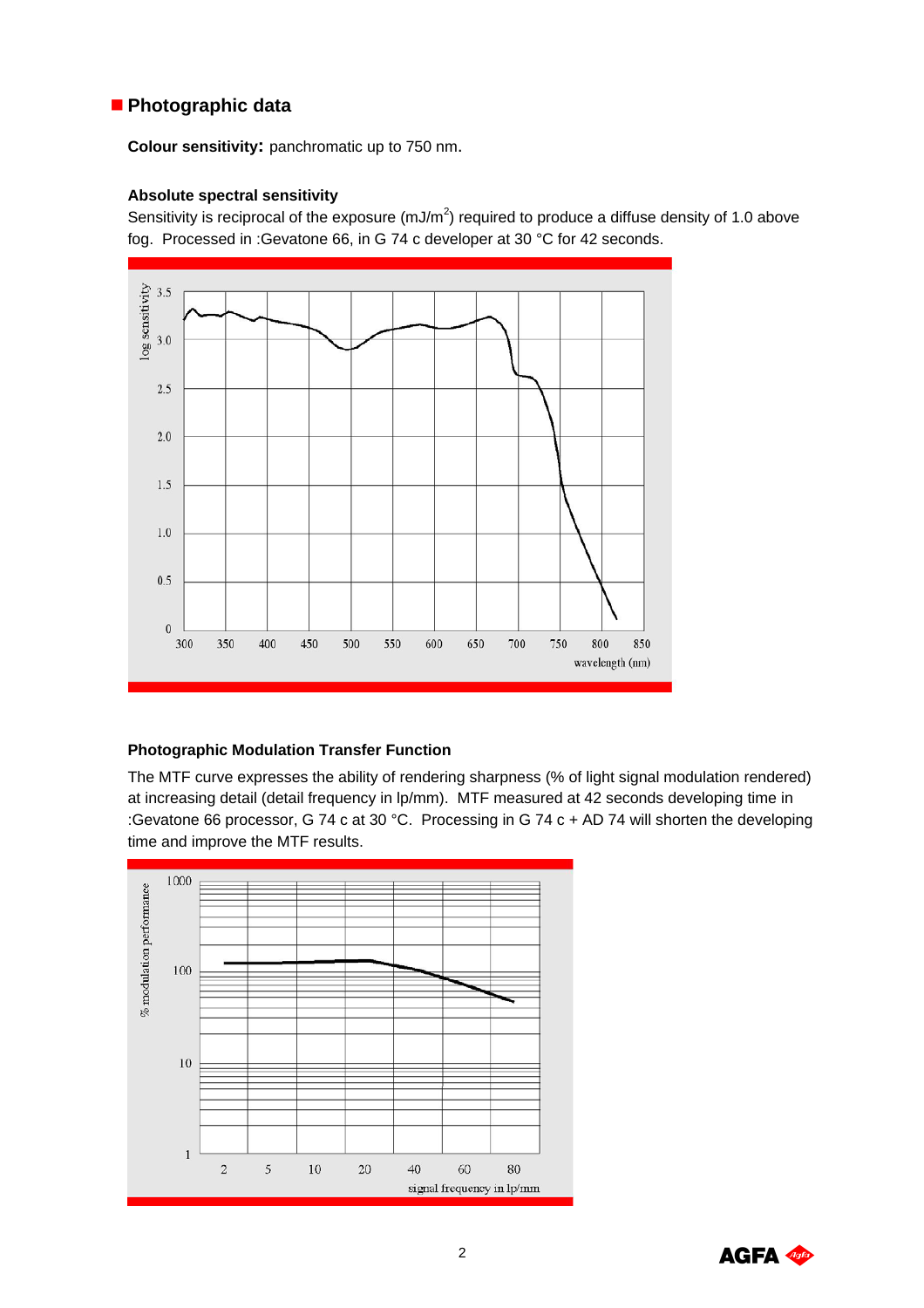## Photographic data

**Colour sensitivity:** panchromatic up to 750 nm.

### Absolute spectral sensitivity

Sensitivity is reciprocal of the exposure (mJ/m$^2$) required to produce a diffuse density of 1.0 above fog. Processed in :Gevatone 66, in G 74 c developer at 30 °C for 42 seconds.

### Photographic Modulation Transfer Function

The MTF curve expresses the ability of rendering sharpness (% of light signal modulation rendered) at increasing detail (detail frequency in lp/mm). MTF measured at 42 seconds developing time in :Gevatone 66 processor, G 74 c at 30 °C. Processing in G 74 c + AD 74 will shorten the developing time and improve the MTF results.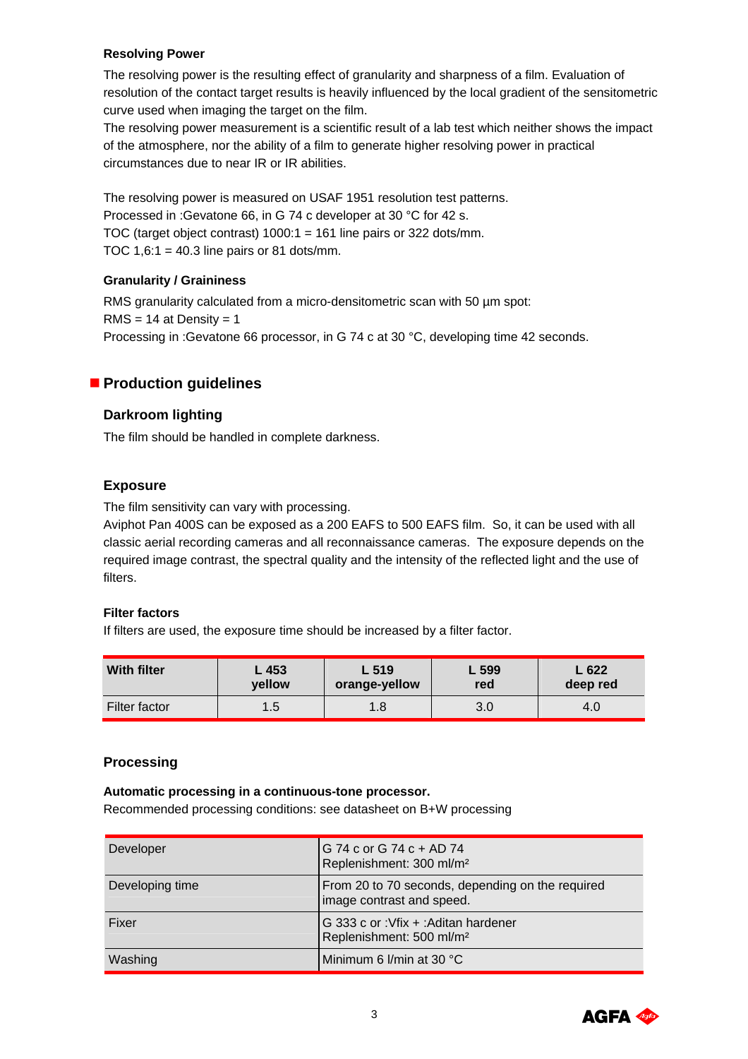### Resolving Power

The resolving power is the resulting effect of granularity and sharpness of a film. Evaluation of resolution of the contact target results is heavily influenced by the local gradient of the sensitometric curve used when imaging the target on the film.
The resolving power measurement is a scientific result of a lab test which neither shows the impact of the atmosphere, nor the ability of a film to generate higher resolving power in practical circumstances due to near IR or IR abilities.

The resolving power is measured on USAF 1951 resolution test patterns.
Processed in :Gevatone 66, in G 74 c developer at 30 °C for 42 s.
TOC (target object contrast) 1000:1 = 161 line pairs or 322 dots/mm.
TOC 1,6:1 = 40.3 line pairs or 81 dots/mm.

### Granularity / Graininess

RMS granularity calculated from a micro-densitometric scan with 50 µm spot:
RMS = 14 at Density = 1
Processing in :Gevatone 66 processor, in G 74 c at 30 °C, developing time 42 seconds.

## Production guidelines

### Darkroom lighting

The film should be handled in complete darkness.

### Exposure

The film sensitivity can vary with processing.
Aviphot Pan 400S can be exposed as a 200 EAFS to 500 EAFS film. So, it can be used with all classic aerial recording cameras and all reconnaissance cameras. The exposure depends on the required image contrast, the spectral quality and the intensity of the reflected light and the use of filters.

#### Filter factors

If filters are used, the exposure time should be increased by a filter factor.

| With filter | L 453 yellow | L 519 orange-yellow | L 599 red | L 622 deep red |
|---|---|---|---|---|
| Filter factor | 1.5 | 1.8 | 3.0 | 4.0 |

### Processing

**Automatic processing in a continuous-tone processor.**
Recommended processing conditions: see datasheet on B+W processing

| | |
|---|---|
| Developer | G 74 c or G 74 c + AD 74<br>Replenishment: 300 ml/m² |
| Developing time | From 20 to 70 seconds, depending on the required image contrast and speed. |
| Fixer | G 333 c or :Vfix + :Aditan hardener<br>Replenishment: 500 ml/m² |
| Washing | Minimum 6 l/min at 30 °C |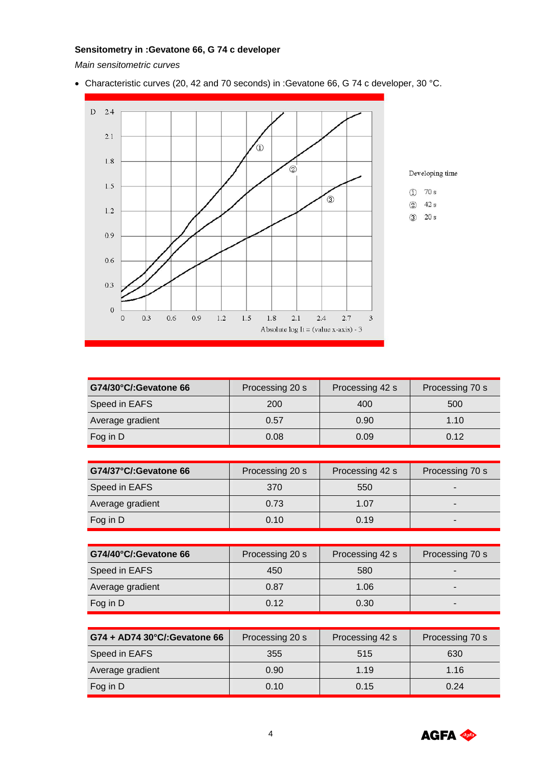**Sensitometry in :Gevatone 66, G 74 c developer**

*Main sensitometric curves*

- Characteristic curves (20, 42 and 70 seconds) in :Gevatone 66, G 74 c developer, 30 °C.

| G74/30°C/:Gevatone 66 | Processing 20 s | Processing 42 s | Processing 70 s |
|---|---|---|---|
| Speed in EAFS | 200 | 400 | 500 |
| Average gradient | 0.57 | 0.90 | 1.10 |
| Fog in D | 0.08 | 0.09 | 0.12 |

| G74/37°C/:Gevatone 66 | Processing 20 s | Processing 42 s | Processing 70 s |
|---|---|---|---|
| Speed in EAFS | 370 | 550 | - |
| Average gradient | 0.73 | 1.07 | - |
| Fog in D | 0.10 | 0.19 | - |

| G74/40°C/:Gevatone 66 | Processing 20 s | Processing 42 s | Processing 70 s |
|---|---|---|---|
| Speed in EAFS | 450 | 580 | - |
| Average gradient | 0.87 | 1.06 | - |
| Fog in D | 0.12 | 0.30 | - |

| G74 + AD74 30°C/:Gevatone 66 | Processing 20 s | Processing 42 s | Processing 70 s |
|---|---|---|---|
| Speed in EAFS | 355 | 515 | 630 |
| Average gradient | 0.90 | 1.19 | 1.16 |
| Fog in D | 0.10 | 0.15 | 0.24 |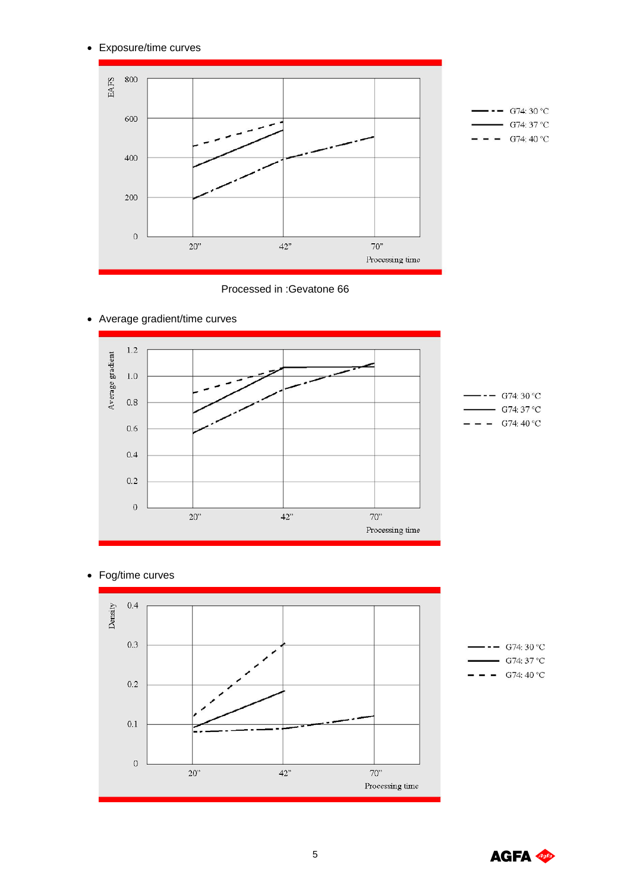- Exposure/time curves

Processed in :Gevatone 66

- Average gradient/time curves

- Fog/time curves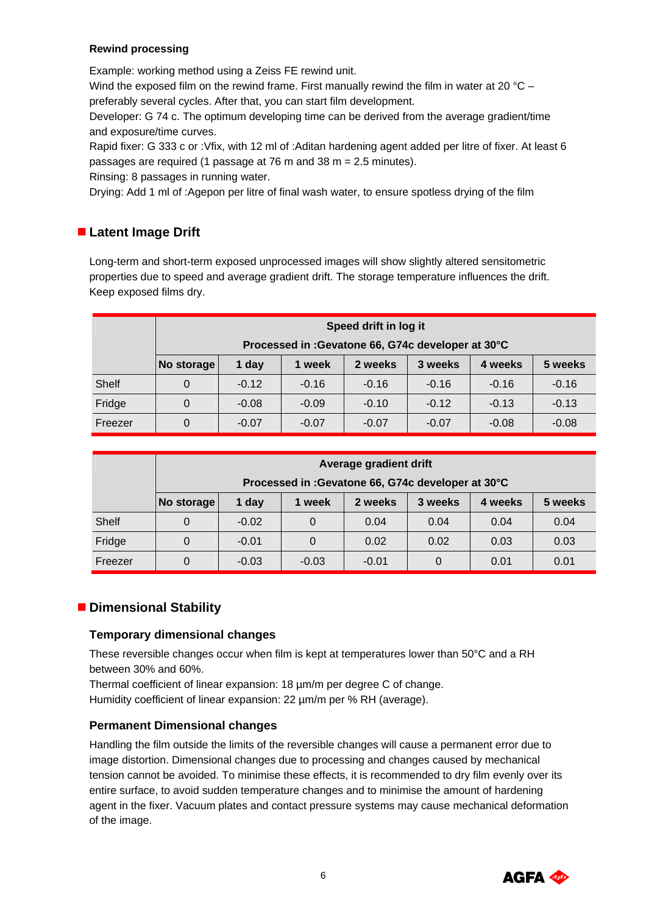**Rewind processing**

Example: working method using a Zeiss FE rewind unit.
Wind the exposed film on the rewind frame. First manually rewind the film in water at 20 °C – preferably several cycles. After that, you can start film development.
Developer: G 74 c. The optimum developing time can be derived from the average gradient/time and exposure/time curves.
Rapid fixer: G 333 c or :Vfix, with 12 ml of :Aditan hardening agent added per litre of fixer. At least 6 passages are required (1 passage at 76 m and 38 m = 2.5 minutes).
Rinsing: 8 passages in running water.
Drying: Add 1 ml of :Agepon per litre of final wash water, to ensure spotless drying of the film

## Latent Image Drift

Long-term and short-term exposed unprocessed images will show slightly altered sensitometric properties due to speed and average gradient drift. The storage temperature influences the drift. Keep exposed films dry.

| | Speed drift in log it<br>Processed in :Gevatone 66, G74c developer at 30°C | | | | | | |
|---|---|---|---|---|---|---|---|
| | **No storage** | **1 day** | **1 week** | **2 weeks** | **3 weeks** | **4 weeks** | **5 weeks** |
| Shelf | 0 | -0.12 | -0.16 | -0.16 | -0.16 | -0.16 | -0.16 |
| Fridge | 0 | -0.08 | -0.09 | -0.10 | -0.12 | -0.13 | -0.13 |
| Freezer | 0 | -0.07 | -0.07 | -0.07 | -0.07 | -0.08 | -0.08 |

| | Average gradient drift<br>Processed in :Gevatone 66, G74c developer at 30°C | | | | | | |
|---|---|---|---|---|---|---|---|
| | **No storage** | **1 day** | **1 week** | **2 weeks** | **3 weeks** | **4 weeks** | **5 weeks** |
| Shelf | 0 | -0.02 | 0 | 0.04 | 0.04 | 0.04 | 0.04 |
| Fridge | 0 | -0.01 | 0 | 0.02 | 0.02 | 0.03 | 0.03 |
| Freezer | 0 | -0.03 | -0.03 | -0.01 | 0 | 0.01 | 0.01 |

## Dimensional Stability

### Temporary dimensional changes

These reversible changes occur when film is kept at temperatures lower than 50°C and a RH between 30% and 60%.
Thermal coefficient of linear expansion: 18 µm/m per degree C of change.
Humidity coefficient of linear expansion: 22 µm/m per % RH (average).

### Permanent Dimensional changes

Handling the film outside the limits of the reversible changes will cause a permanent error due to image distortion. Dimensional changes due to processing and changes caused by mechanical tension cannot be avoided. To minimise these effects, it is recommended to dry film evenly over its entire surface, to avoid sudden temperature changes and to minimise the amount of hardening agent in the fixer. Vacuum plates and contact pressure systems may cause mechanical deformation of the image.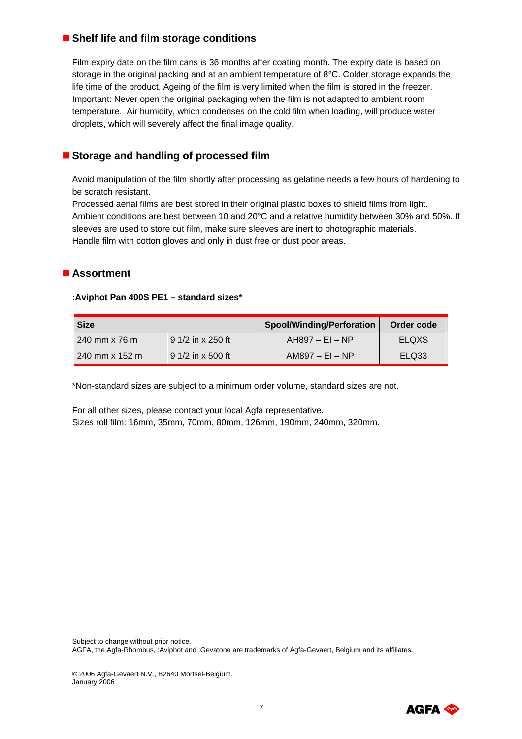## Shelf life and film storage conditions

Film expiry date on the film cans is 36 months after coating month. The expiry date is based on storage in the original packing and at an ambient temperature of 8°C. Colder storage expands the life time of the product. Ageing of the film is very limited when the film is stored in the freezer. Important: Never open the original packaging when the film is not adapted to ambient room temperature. Air humidity, which condenses on the cold film when loading, will produce water droplets, which will severely affect the final image quality.

## Storage and handling of processed film

Avoid manipulation of the film shortly after processing as gelatine needs a few hours of hardening to be scratch resistant.
Processed aerial films are best stored in their original plastic boxes to shield films from light. Ambient conditions are best between 10 and 20°C and a relative humidity between 30% and 50%. If sleeves are used to store cut film, make sure sleeves are inert to photographic materials.
Handle film with cotton gloves and only in dust free or dust poor areas.

## Assortment

**:Aviphot Pan 400S PE1 – standard sizes***

| Size | | Spool/Winding/Perforation | Order code |
|---|---|---|---|
| 240 mm x 76 m | 9 1/2 in x 250 ft | AH897 – EI – NP | ELQXS |
| 240 mm x 152 m | 9 1/2 in x 500 ft | AM897 – EI – NP | ELQ33 |

*Non-standard sizes are subject to a minimum order volume, standard sizes are not.

For all other sizes, please contact your local Agfa representative.
Sizes roll film: 16mm, 35mm, 70mm, 80mm, 126mm, 190mm, 240mm, 320mm.

Subject to change without prior notice.
AGFA, the Agfa-Rhombus, :Aviphot and :Gevatone are trademarks of Agfa-Gevaert, Belgium and its affiliates.

© 2006 Agfa-Gevaert N.V., B2640 Mortsel-Belgium.
January 2006